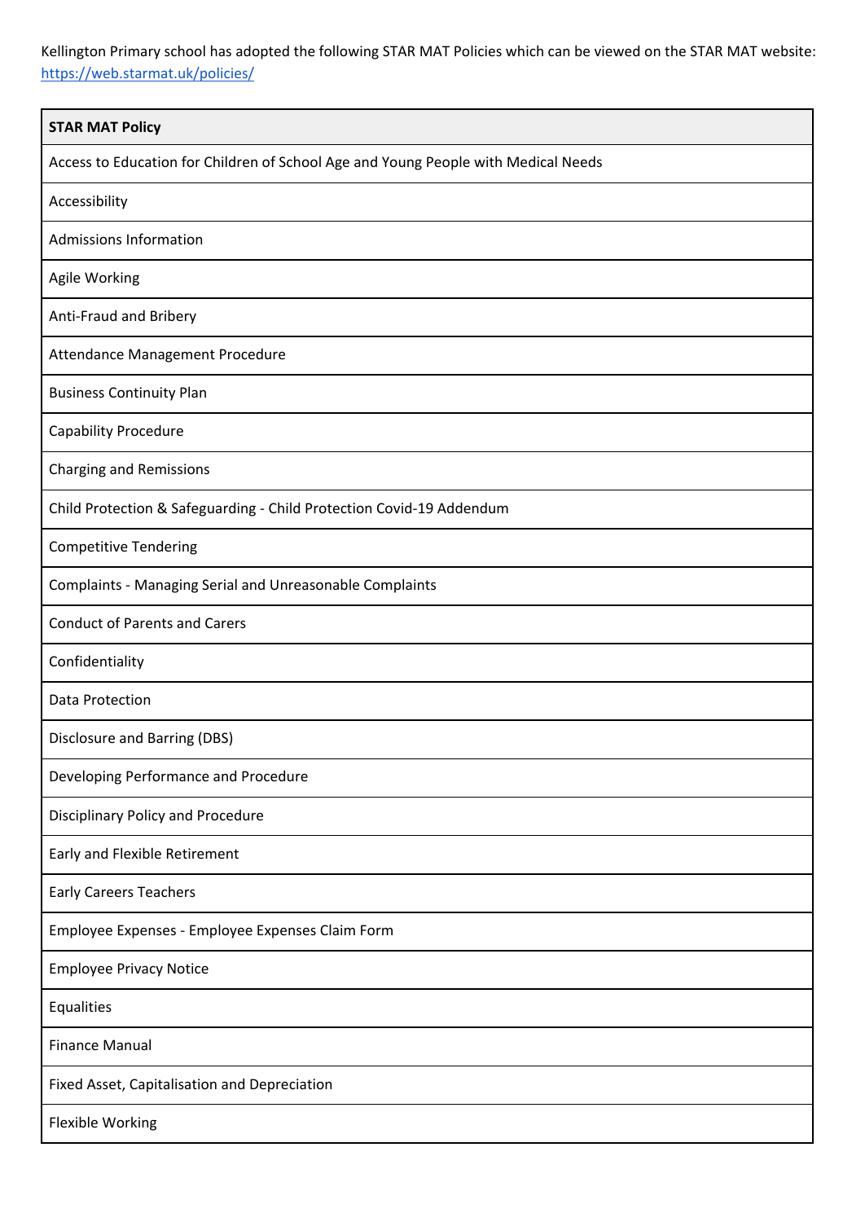Kellington Primary school has adopted the following STAR MAT Policies which can be viewed on the STAR MAT website: https://web.starmat.uk/policies/

| **STAR MAT Policy** |
| --- |
| Access to Education for Children of School Age and Young People with Medical Needs |
| Accessibility |
| Admissions Information |
| Agile Working |
| Anti-Fraud and Bribery |
| Attendance Management Procedure |
| Business Continuity Plan |
| Capability Procedure |
| Charging and Remissions |
| Child Protection & Safeguarding - Child Protection Covid-19 Addendum |
| Competitive Tendering |
| Complaints - Managing Serial and Unreasonable Complaints |
| Conduct of Parents and Carers |
| Confidentiality |
| Data Protection |
| Disclosure and Barring (DBS) |
| Developing Performance and Procedure |
| Disciplinary Policy and Procedure |
| Early and Flexible Retirement |
| Early Careers Teachers |
| Employee Expenses - Employee Expenses Claim Form |
| Employee Privacy Notice |
| Equalities |
| Finance Manual |
| Fixed Asset, Capitalisation and Depreciation |
| Flexible Working |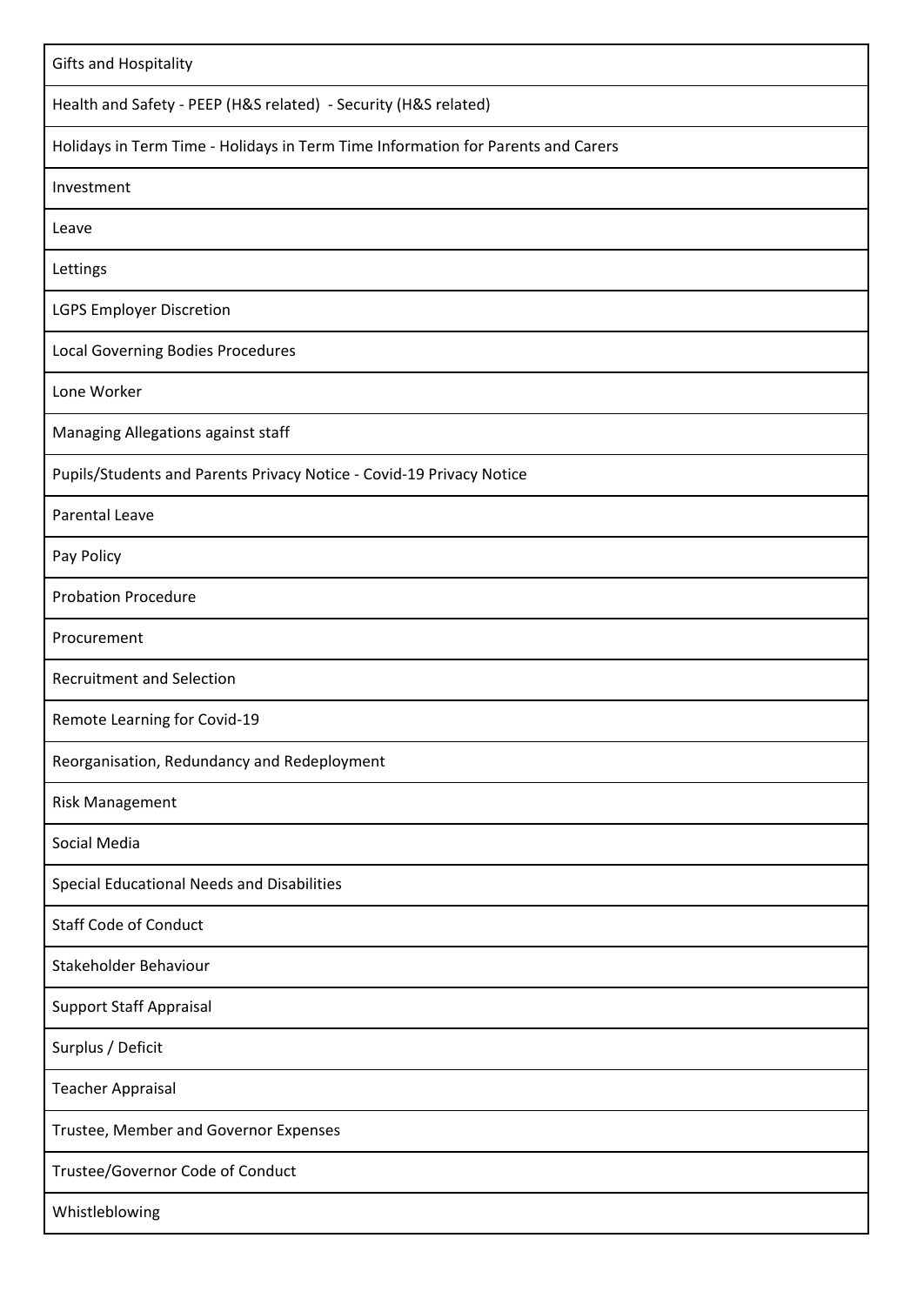| |
|---|
| Gifts and Hospitality |
| Health and Safety - PEEP (H&S related) - Security (H&S related) |
| Holidays in Term Time - Holidays in Term Time Information for Parents and Carers |
| Investment |
| Leave |
| Lettings |
| LGPS Employer Discretion |
| Local Governing Bodies Procedures |
| Lone Worker |
| Managing Allegations against staff |
| Pupils/Students and Parents Privacy Notice - Covid-19 Privacy Notice |
| Parental Leave |
| Pay Policy |
| Probation Procedure |
| Procurement |
| Recruitment and Selection |
| Remote Learning for Covid-19 |
| Reorganisation, Redundancy and Redeployment |
| Risk Management |
| Social Media |
| Special Educational Needs and Disabilities |
| Staff Code of Conduct |
| Stakeholder Behaviour |
| Support Staff Appraisal |
| Surplus / Deficit |
| Teacher Appraisal |
| Trustee, Member and Governor Expenses |
| Trustee/Governor Code of Conduct |
| Whistleblowing |